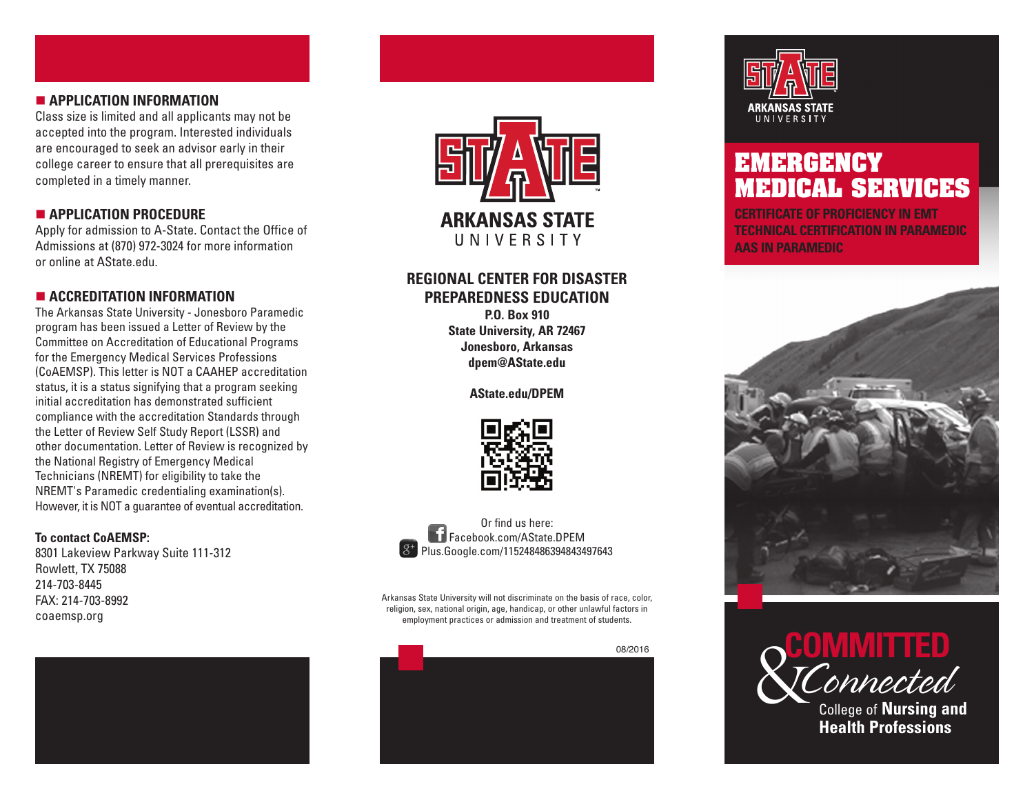## APPLICATION INFORMATION

Class size is limited and all applicants may not be accepted into the program. Interested individuals are encouraged to seek an advisor early in their college career to ensure that all prerequisites are completed in a timely manner.

## APPLICATION PROCEDURE

Apply for admission to A-State. Contact the Office of Admissions at (870) 972-3024 for more information or online at AState.edu.

## ACCREDITATION INFORMATION

The Arkansas State University - Jonesboro Paramedic program has been issued a Letter of Review by the Committee on Accreditation of Educational Programs for the Emergency Medical Services Professions (CoAEMSP). This letter is NOT a CAAHEP accreditation status, it is a status signifying that a program seeking initial accreditation has demonstrated sufficient compliance with the accreditation Standards through the Letter of Review Self Study Report (LSSR) and other documentation. Letter of Review is recognized by the National Registry of Emergency Medical Technicians (NREMT) for eligibility to take the NREMT's Paramedic credentialing examination(s). However, it is NOT a guarantee of eventual accreditation.

**To contact CoAEMSP:**

8301 Lakeview Parkway Suite 111-312
Rowlett, TX 75088
214-703-8445
FAX: 214-703-8992
coaemsp.org

ARKANSAS STATE UNIVERSITY

## REGIONAL CENTER FOR DISASTER PREPAREDNESS EDUCATION

**P.O. Box 910**
**State University, AR 72467**
**Jonesboro, Arkansas**
**dpem@AState.edu**

**AState.edu/DPEM**

Or find us here:
Facebook.com/AState.DPEM
Plus.Google.com/115248486394843497643

Arkansas State University will not discriminate on the basis of race, color, religion, sex, national origin, age, handicap, or other unlawful factors in employment practices or admission and treatment of students.

08/2016

ARKANSAS STATE UNIVERSITY

# EMERGENCY MEDICAL SERVICES

**CERTIFICATE OF PROFICIENCY IN EMT**
**TECHNICAL CERTIFICATION IN PARAMEDIC**
**AAS IN PARAMEDIC**

COMMITTED & Connected

College of **Nursing and Health Professions**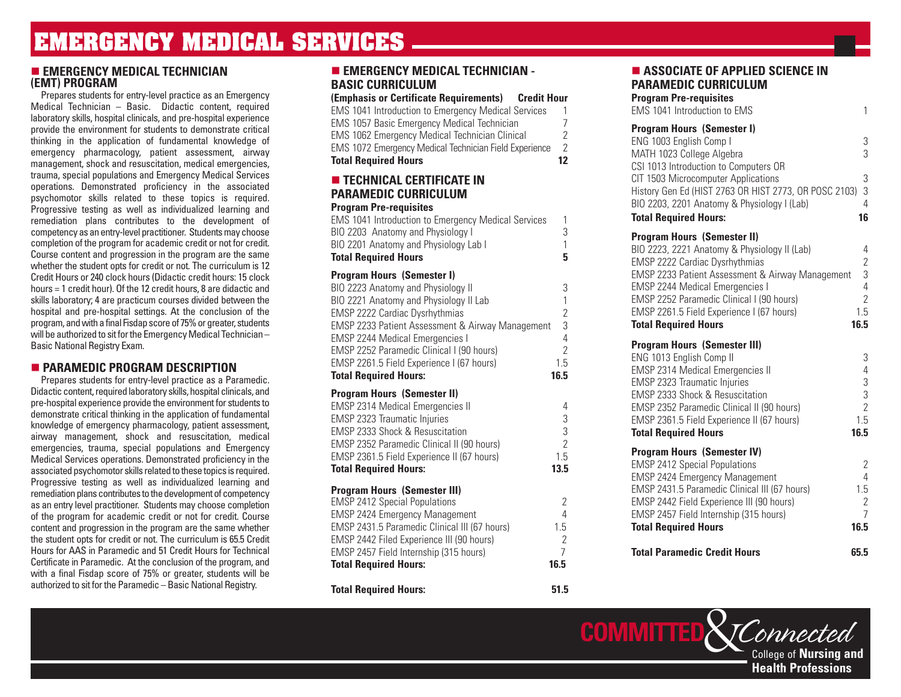# EMERGENCY MEDICAL SERVICES

## EMERGENCY MEDICAL TECHNICIAN (EMT) PROGRAM

Prepares students for entry-level practice as an Emergency Medical Technician – Basic. Didactic content, required laboratory skills, hospital clinicals, and pre-hospital experience provide the environment for students to demonstrate critical thinking in the application of fundamental knowledge of emergency pharmacology, patient assessment, airway management, shock and resuscitation, medical emergencies, trauma, special populations and Emergency Medical Services operations. Demonstrated proficiency in the associated psychomotor skills related to these topics is required. Progressive testing as well as individualized learning and remediation plans contributes to the development of competency as an entry-level practitioner. Students may choose completion of the program for academic credit or not for credit. Course content and progression in the program are the same whether the student opts for credit or not. The curriculum is 12 Credit Hours or 240 clock hours (Didactic credit hours: 15 clock hours = 1 credit hour). Of the 12 credit hours, 8 are didactic and skills laboratory; 4 are practicum courses divided between the hospital and pre-hospital settings. At the conclusion of the program, and with a final Fisdap score of 75% or greater, students will be authorized to sit for the Emergency Medical Technician – Basic National Registry Exam.

## PARAMEDIC PROGRAM DESCRIPTION

Prepares students for entry-level practice as a Paramedic. Didactic content, required laboratory skills, hospital clinicals, and pre-hospital experience provide the environment for students to demonstrate critical thinking in the application of fundamental knowledge of emergency pharmacology, patient assessment, airway management, shock and resuscitation, medical emergencies, trauma, special populations and Emergency Medical Services operations. Demonstrated proficiency in the associated psychomotor skills related to these topics is required. Progressive testing as well as individualized learning and remediation plans contributes to the development of competency as an entry level practitioner. Students may choose completion of the program for academic credit or not for credit. Course content and progression in the program are the same whether the student opts for credit or not. The curriculum is 65.5 Credit Hours for AAS in Paramedic and 51 Credit Hours for Technical Certificate in Paramedic. At the conclusion of the program, and with a final Fisdap score of 75% or greater, students will be authorized to sit for the Paramedic – Basic National Registry.

## EMERGENCY MEDICAL TECHNICIAN - BASIC CURRICULUM

| (Emphasis or Certificate Requirements) | Credit Hour |
|---|---|
| EMS 1041 Introduction to Emergency Medical Services | 1 |
| EMS 1057 Basic Emergency Medical Technician | 7 |
| EMS 1062 Emergency Medical Technician Clinical | 2 |
| EMS 1072 Emergency Medical Technician Field Experience | 2 |
| **Total Required Hours** | **12** |

## TECHNICAL CERTIFICATE IN PARAMEDIC CURRICULUM

**Program Pre-requisites**

| | |
|---|---|
| EMS 1041 Introduction to Emergency Medical Services | 1 |
| BIO 2203 Anatomy and Physiology I | 3 |
| BIO 2201 Anatomy and Physiology Lab I | 1 |
| **Total Required Hours** | **5** |

**Program Hours (Semester I)**

| | |
|---|---|
| BIO 2223 Anatomy and Physiology II | 3 |
| BIO 2221 Anatomy and Physiology II Lab | 1 |
| EMSP 2222 Cardiac Dysrhythmias | 2 |
| EMSP 2233 Patient Assessment & Airway Management | 3 |
| EMSP 2244 Medical Emergencies I | 4 |
| EMSP 2252 Paramedic Clinical I (90 hours) | 2 |
| EMSP 2261.5 Field Experience I (67 hours) | 1.5 |
| **Total Required Hours:** | **16.5** |

**Program Hours (Semester II)**

| | |
|---|---|
| EMSP 2314 Medical Emergencies II | 4 |
| EMSP 2323 Traumatic Injuries | 3 |
| EMSP 2333 Shock & Resuscitation | 3 |
| EMSP 2352 Paramedic Clinical II (90 hours) | 2 |
| EMSP 2361.5 Field Experience II (67 hours) | 1.5 |
| **Total Required Hours:** | **13.5** |

**Program Hours (Semester III)**

| | |
|---|---|
| EMSP 2412 Special Populations | 2 |
| EMSP 2424 Emergency Management | 4 |
| EMSP 2431.5 Paramedic Clinical III (67 hours) | 1.5 |
| EMSP 2442 Filed Experience III (90 hours) | 2 |
| EMSP 2457 Field Internship (315 hours) | 7 |
| **Total Required Hours:** | **16.5** |

**Total Required Hours: 51.5**

## ASSOCIATE OF APPLIED SCIENCE IN PARAMEDIC CURRICULUM

**Program Pre-requisites**

| | |
|---|---|
| EMS 1041 Introduction to EMS | 1 |

**Program Hours (Semester I)**

| | |
|---|---|
| ENG 1003 English Comp I | 3 |
| MATH 1023 College Algebra | 3 |
| CSI 1013 Introduction to Computers OR CIT 1503 Microcomputer Applications | 3 |
| History Gen Ed (HIST 2763 OR HIST 2773, OR POSC 2103) | 3 |
| BIO 2203, 2201 Anatomy & Physiology I (Lab) | 4 |
| **Total Required Hours:** | **16** |

**Program Hours (Semester II)**

| | |
|---|---|
| BIO 2223, 2221 Anatomy & Physiology II (Lab) | 4 |
| EMSP 2222 Cardiac Dysrhythmias | 2 |
| EMSP 2233 Patient Assessment & Airway Management | 3 |
| EMSP 2244 Medical Emergencies I | 4 |
| EMSP 2252 Paramedic Clinical I (90 hours) | 2 |
| EMSP 2261.5 Field Experience I (67 hours) | 1.5 |
| **Total Required Hours** | **16.5** |

**Program Hours (Semester III)**

| | |
|---|---|
| ENG 1013 English Comp II | 3 |
| EMSP 2314 Medical Emergencies II | 4 |
| EMSP 2323 Traumatic Injuries | 3 |
| EMSP 2333 Shock & Resuscitation | 3 |
| EMSP 2352 Paramedic Clinical II (90 hours) | 2 |
| EMSP 2361.5 Field Experience II (67 hours) | 1.5 |
| **Total Required Hours** | **16.5** |

**Program Hours (Semester IV)**

| | |
|---|---|
| EMSP 2412 Special Populations | 2 |
| EMSP 2424 Emergency Management | 4 |
| EMSP 2431.5 Paramedic Clinical III (67 hours) | 1.5 |
| EMSP 2442 Field Experience III (90 hours) | 2 |
| EMSP 2457 Field Internship (315 hours) | 7 |
| **Total Required Hours** | **16.5** |

**Total Paramedic Credit Hours 65.5**

COMMITTED & Connected

College of **Nursing and Health Professions**